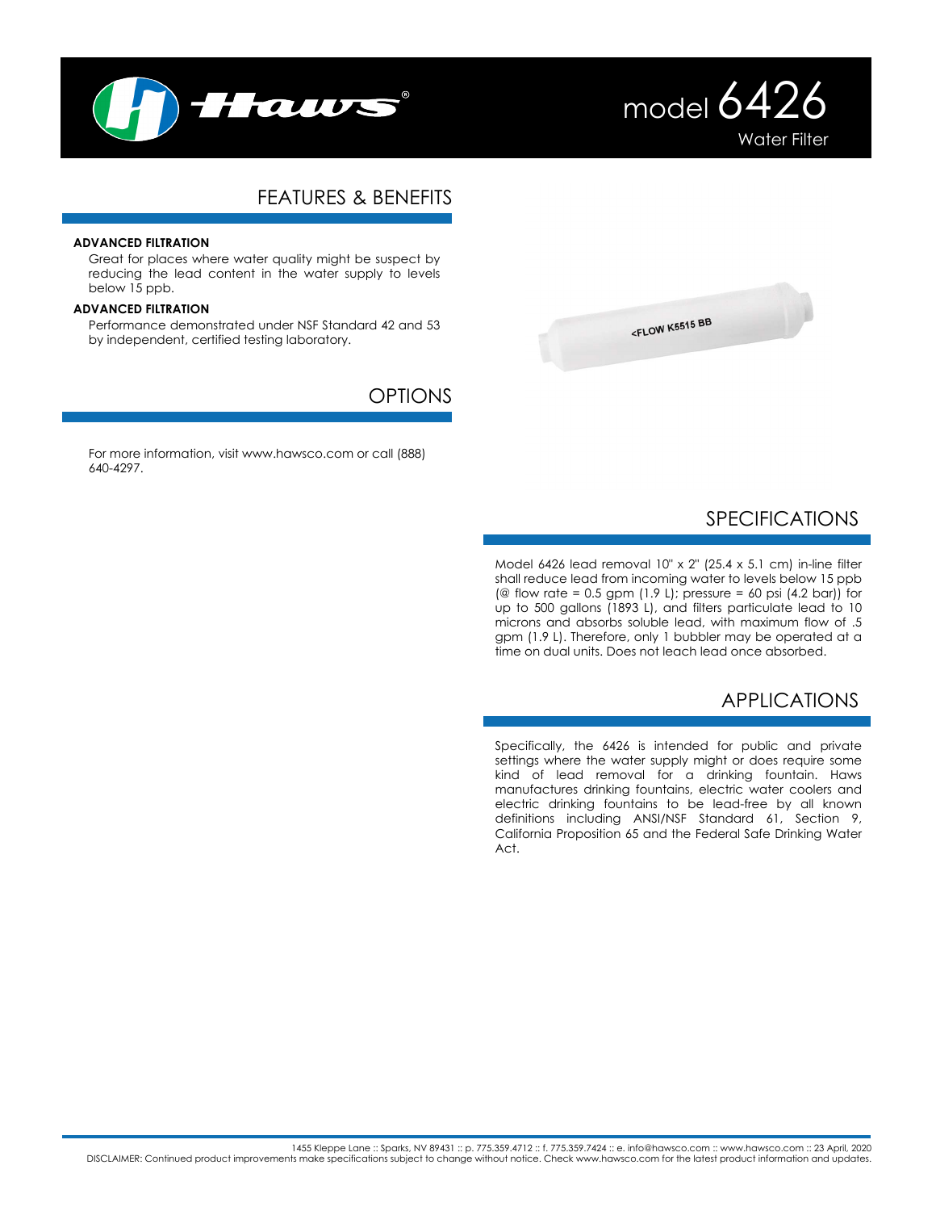# model 6426

Water Filter

## FEATURES & BENEFITS

**ADVANCED FILTRATION**

Great for places where water quality might be suspect by reducing the lead content in the water supply to levels below 15 ppb.

**ADVANCED FILTRATION**

Performance demonstrated under NSF Standard 42 and 53 by independent, certified testing laboratory.

## OPTIONS

For more information, visit www.hawsco.com or call (888) 640-4297.

## SPECIFICATIONS

Model 6426 lead removal 10" x 2" (25.4 x 5.1 cm) in-line filter shall reduce lead from incoming water to levels below 15 ppb (@ flow rate = 0.5 gpm (1.9 L); pressure = 60 psi (4.2 bar)) for up to 500 gallons (1893 L), and filters particulate lead to 10 microns and absorbs soluble lead, with maximum flow of .5 gpm (1.9 L). Therefore, only 1 bubbler may be operated at a time on dual units. Does not leach lead once absorbed.

## APPLICATIONS

Specifically, the 6426 is intended for public and private settings where the water supply might or does require some kind of lead removal for a drinking fountain. Haws manufactures drinking fountains, electric water coolers and electric drinking fountains to be lead-free by all known definitions including ANSI/NSF Standard 61, Section 9, California Proposition 65 and the Federal Safe Drinking Water Act.

1455 Kleppe Lane :: Sparks, NV 89431 :: p. 775.359.4712 :: f. 775.359.7424 :: e. info@hawsco.com :: www.hawsco.com :: 23 April, 2020

DISCLAIMER: Continued product improvements make specifications subject to change without notice. Check www.hawsco.com for the latest product information and updates.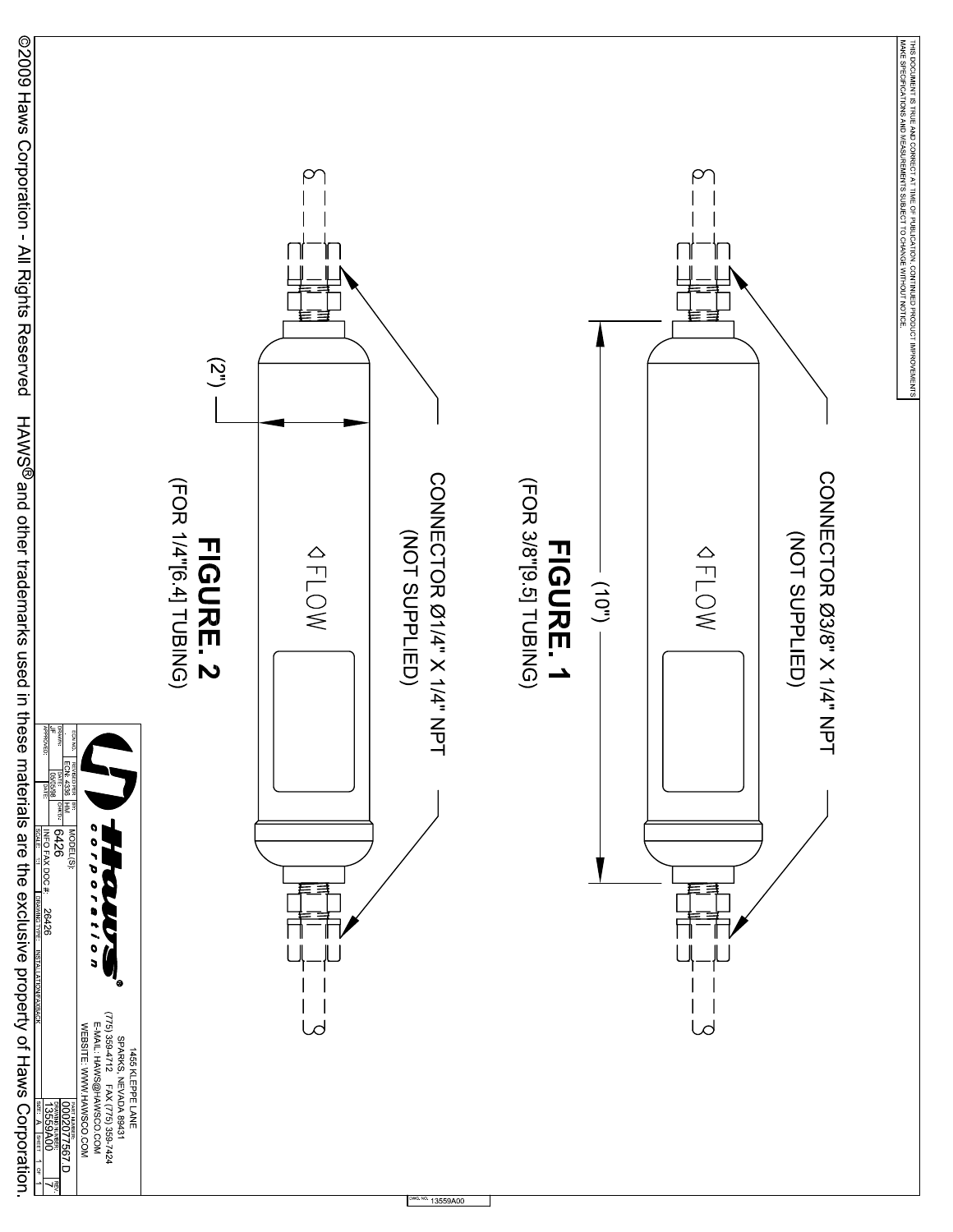THIS DOCUMENT IS TRUE AND CORRECT AT TIME OF PUBLICATION. CONTINUED PRODUCT IMPROVEMENTS MAKE SPECIFICATIONS AND MEASUREMENTS SUBJECT TO CHANGE WITHOUT NOTICE.

CONNECTOR Ø3/8" X 1/4" NPT
(NOT SUPPLIED)

FLOW

(10")

**FIGURE. 1**
(FOR 3/8"[9.5] TUBING)

CONNECTOR Ø1/4" X 1/4" NPT
(NOT SUPPLIED)

FLOW

(2")

**FIGURE. 2**
(FOR 1/4"[6.4] TUBING)

Haws corporation®

1455 KLEPPE LANE
SPARKS, NEVADA 89431
(775) 359-4712 FAX (775) 359-7424
E-MAIL: HAWS@HAWSCO.COM
WEBSITE: WWW.HAWSCO.COM

| | | | |
|---|---|---|---|
| ECN NO.: | REVIEWED PER: ECN 4336 | BY: HM | MODEL(S): 6426 |
| DRAWN: JF | DATE: 05/05/98 | CHK'D: | INFO FAX DOC #: 26426 |
| APPROVED: | DATE: | SCALE: 1:1 | DRAWING TYPE: INSTALLATION/FAXBACK |
| PART NUMBER: 0002077567.D | DRAWING NUMBER: 13559A00 | REV: 7 | SIZE: A SHEET 1 OF 1 |

DWG. NO. 13559A00

©2009 Haws Corporation - All Rights Reserved HAWS® and other trademarks used in these materials are the exclusive property of Haws Corporation.